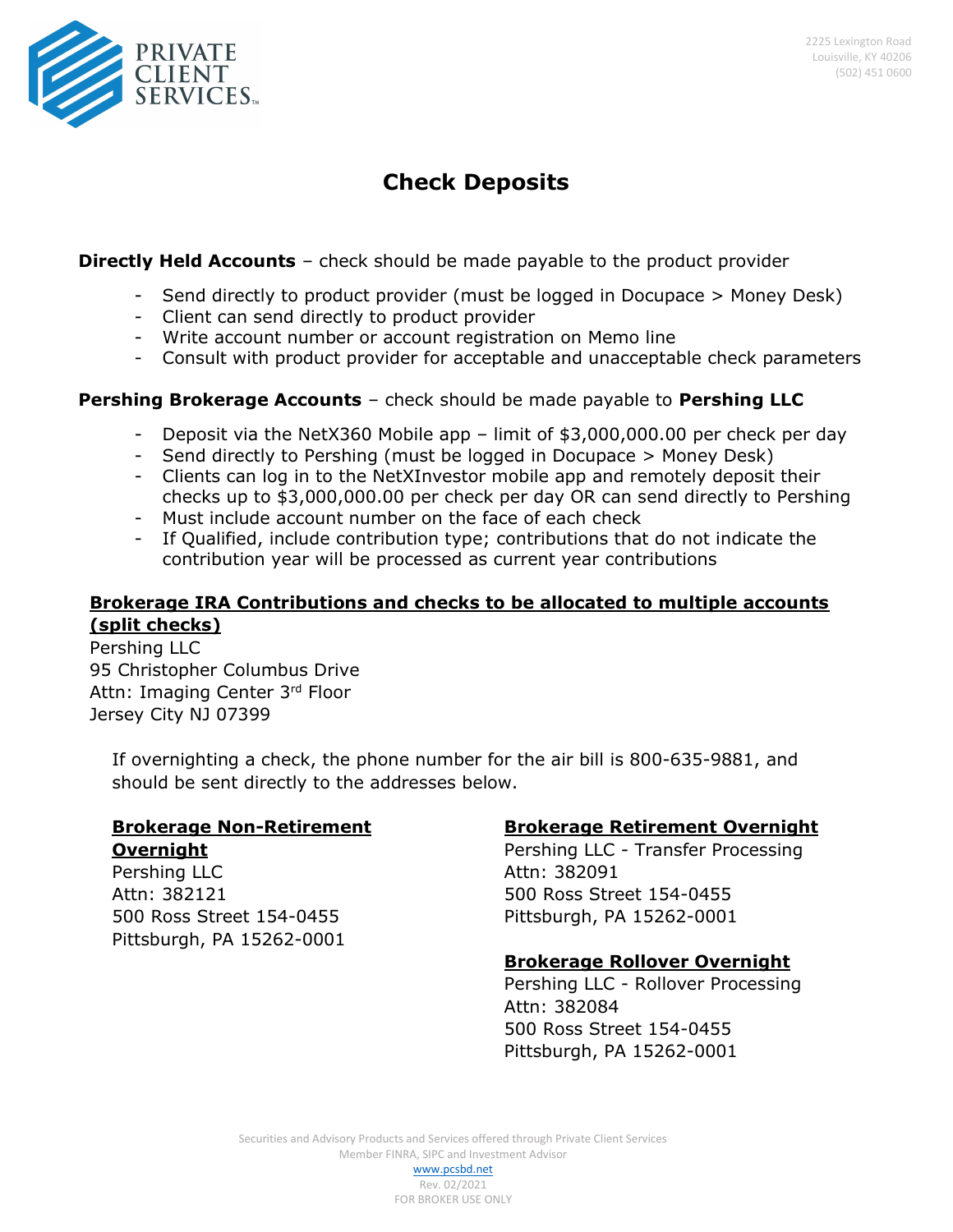PRIVATE CLIENT SERVICES

2225 Lexington Road
Louisville, KY 40206
(502) 451 0600

# Check Deposits

**Directly Held Accounts** – check should be made payable to the product provider

- Send directly to product provider (must be logged in Docupace > Money Desk)
- Client can send directly to product provider
- Write account number or account registration on Memo line
- Consult with product provider for acceptable and unacceptable check parameters

**Pershing Brokerage Accounts** – check should be made payable to **Pershing LLC**

- Deposit via the NetX360 Mobile app – limit of $3,000,000.00 per check per day
- Send directly to Pershing (must be logged in Docupace > Money Desk)
- Clients can log in to the NetXInvestor mobile app and remotely deposit their checks up to $3,000,000.00 per check per day OR can send directly to Pershing
- Must include account number on the face of each check
- If Qualified, include contribution type; contributions that do not indicate the contribution year will be processed as current year contributions

**Brokerage IRA Contributions and checks to be allocated to multiple accounts (split checks)**

Pershing LLC
95 Christopher Columbus Drive
Attn: Imaging Center 3rd Floor
Jersey City NJ 07399

If overnighting a check, the phone number for the air bill is 800-635-9881, and should be sent directly to the addresses below.

**Brokerage Non-Retirement Overnight**

Pershing LLC
Attn: 382121
500 Ross Street 154-0455
Pittsburgh, PA 15262-0001

**Brokerage Retirement Overnight**

Pershing LLC - Transfer Processing
Attn: 382091
500 Ross Street 154-0455
Pittsburgh, PA 15262-0001

**Brokerage Rollover Overnight**

Pershing LLC - Rollover Processing
Attn: 382084
500 Ross Street 154-0455
Pittsburgh, PA 15262-0001

Securities and Advisory Products and Services offered through Private Client Services
Member FINRA, SIPC and Investment Advisor
www.pcsbd.net
Rev. 02/2021
FOR BROKER USE ONLY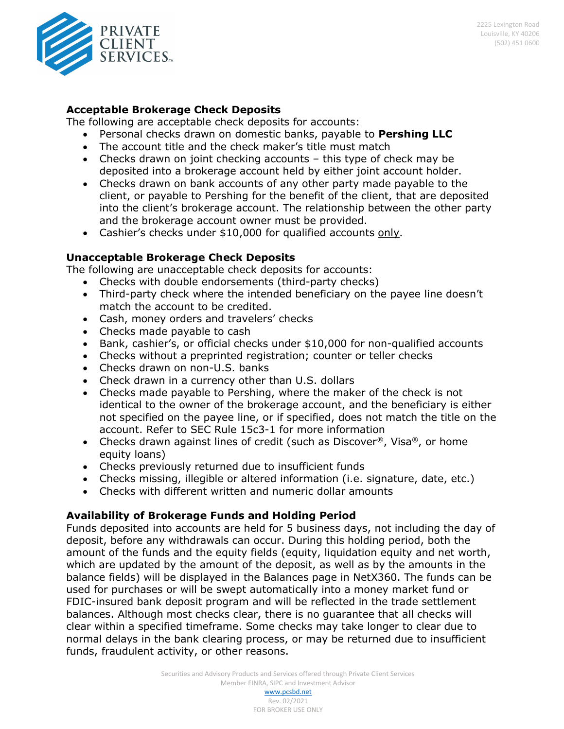### Acceptable Brokerage Check Deposits

The following are acceptable check deposits for accounts:

- Personal checks drawn on domestic banks, payable to **Pershing LLC**
- The account title and the check maker's title must match
- Checks drawn on joint checking accounts – this type of check may be deposited into a brokerage account held by either joint account holder.
- Checks drawn on bank accounts of any other party made payable to the client, or payable to Pershing for the benefit of the client, that are deposited into the client's brokerage account. The relationship between the other party and the brokerage account owner must be provided.
- Cashier's checks under $10,000 for qualified accounts <u>only</u>.

### Unacceptable Brokerage Check Deposits

The following are unacceptable check deposits for accounts:

- Checks with double endorsements (third-party checks)
- Third-party check where the intended beneficiary on the payee line doesn't match the account to be credited.
- Cash, money orders and travelers' checks
- Checks made payable to cash
- Bank, cashier's, or official checks under $10,000 for non-qualified accounts
- Checks without a preprinted registration; counter or teller checks
- Checks drawn on non-U.S. banks
- Check drawn in a currency other than U.S. dollars
- Checks made payable to Pershing, where the maker of the check is not identical to the owner of the brokerage account, and the beneficiary is either not specified on the payee line, or if specified, does not match the title on the account. Refer to SEC Rule 15c3-1 for more information
- Checks drawn against lines of credit (such as Discover®, Visa®, or home equity loans)
- Checks previously returned due to insufficient funds
- Checks missing, illegible or altered information (i.e. signature, date, etc.)
- Checks with different written and numeric dollar amounts

### Availability of Brokerage Funds and Holding Period

Funds deposited into accounts are held for 5 business days, not including the day of deposit, before any withdrawals can occur. During this holding period, both the amount of the funds and the equity fields (equity, liquidation equity and net worth, which are updated by the amount of the deposit, as well as by the amounts in the balance fields) will be displayed in the Balances page in NetX360. The funds can be used for purchases or will be swept automatically into a money market fund or FDIC-insured bank deposit program and will be reflected in the trade settlement balances. Although most checks clear, there is no guarantee that all checks will clear within a specified timeframe. Some checks may take longer to clear due to normal delays in the bank clearing process, or may be returned due to insufficient funds, fraudulent activity, or other reasons.